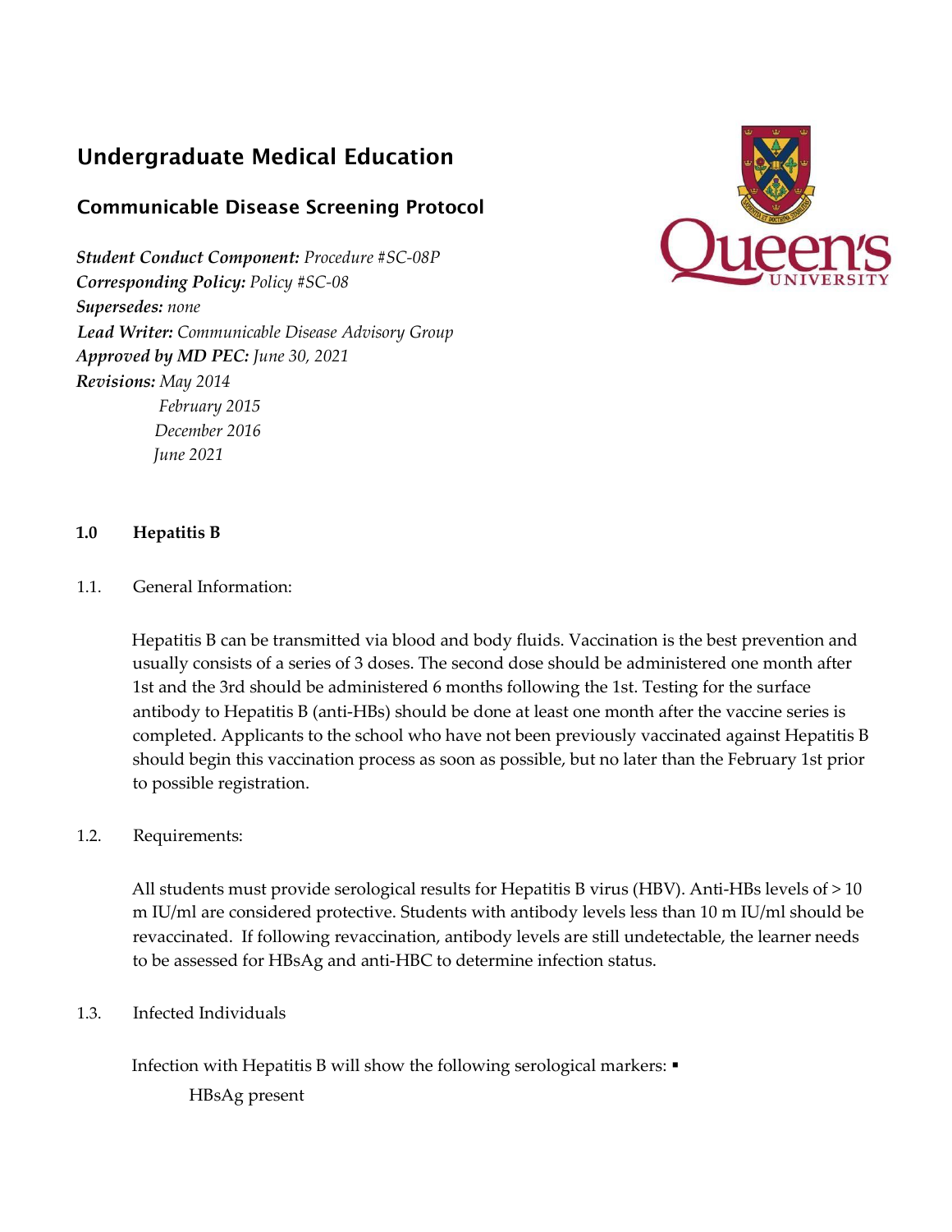# Undergraduate Medical Education

## Communicable Disease Screening Protocol

***Student Conduct Component:*** *Procedure #SC-08P*
***Corresponding Policy:*** *Policy #SC-08*
***Supersedes:*** *none*
***Lead Writer:*** *Communicable Disease Advisory Group*
***Approved by MD PEC:*** *June 30, 2021*
***Revisions:*** *May 2014*
*February 2015*
*December 2016*
*June 2021*

**1.0 Hepatitis B**

1.1. General Information:

Hepatitis B can be transmitted via blood and body fluids. Vaccination is the best prevention and usually consists of a series of 3 doses. The second dose should be administered one month after 1st and the 3rd should be administered 6 months following the 1st. Testing for the surface antibody to Hepatitis B (anti-HBs) should be done at least one month after the vaccine series is completed. Applicants to the school who have not been previously vaccinated against Hepatitis B should begin this vaccination process as soon as possible, but no later than the February 1st prior to possible registration.

1.2. Requirements:

All students must provide serological results for Hepatitis B virus (HBV). Anti-HBs levels of > 10 m IU/ml are considered protective. Students with antibody levels less than 10 m IU/ml should be revaccinated. If following revaccination, antibody levels are still undetectable, the learner needs to be assessed for HBsAg and anti-HBC to determine infection status.

1.3. Infected Individuals

Infection with Hepatitis B will show the following serological markers: ▪

HBsAg present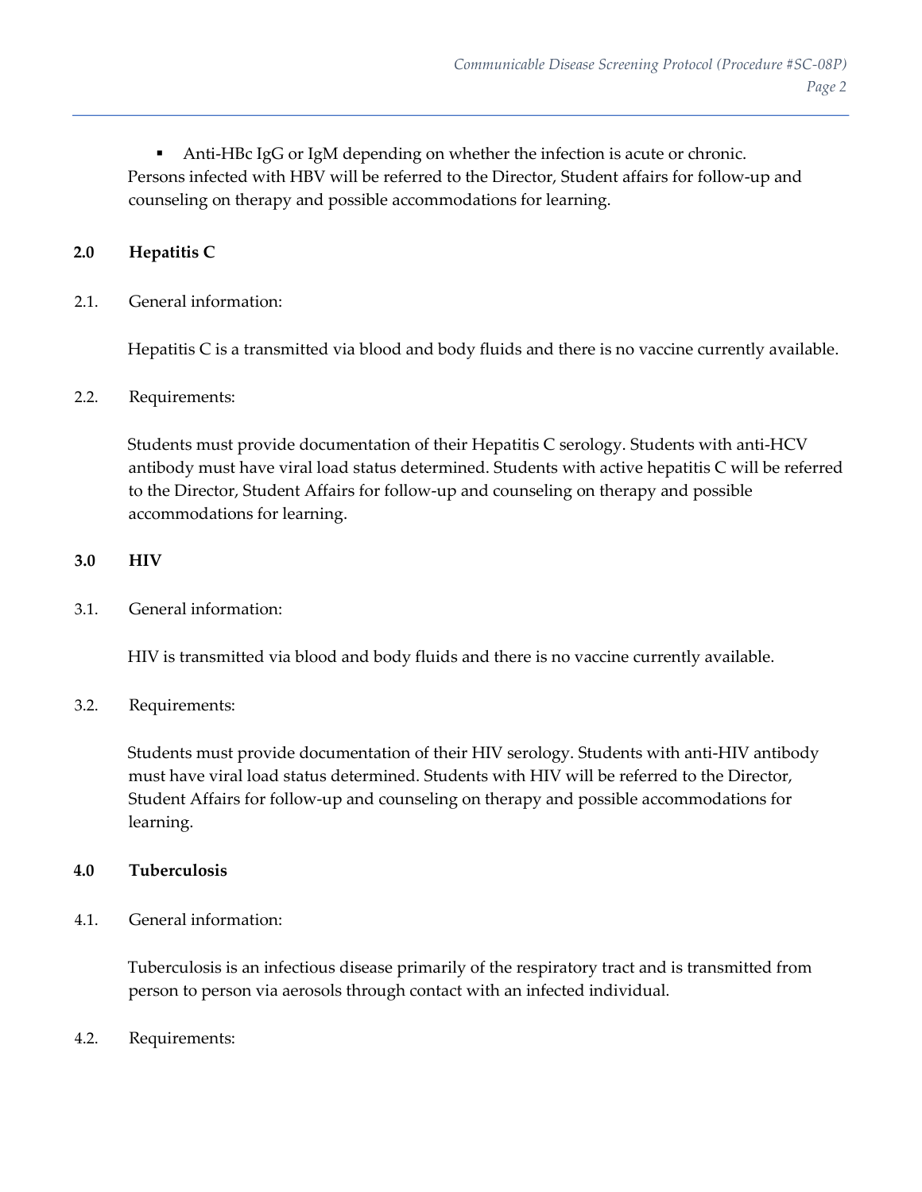- Anti-HBc IgG or IgM depending on whether the infection is acute or chronic.

Persons infected with HBV will be referred to the Director, Student affairs for follow-up and counseling on therapy and possible accommodations for learning.

## 2.0 Hepatitis C

2.1. General information:

Hepatitis C is a transmitted via blood and body fluids and there is no vaccine currently available.

2.2. Requirements:

Students must provide documentation of their Hepatitis C serology. Students with anti-HCV antibody must have viral load status determined. Students with active hepatitis C will be referred to the Director, Student Affairs for follow-up and counseling on therapy and possible accommodations for learning.

## 3.0 HIV

3.1. General information:

HIV is transmitted via blood and body fluids and there is no vaccine currently available.

3.2. Requirements:

Students must provide documentation of their HIV serology. Students with anti-HIV antibody must have viral load status determined. Students with HIV will be referred to the Director, Student Affairs for follow-up and counseling on therapy and possible accommodations for learning.

## 4.0 Tuberculosis

4.1. General information:

Tuberculosis is an infectious disease primarily of the respiratory tract and is transmitted from person to person via aerosols through contact with an infected individual.

4.2. Requirements: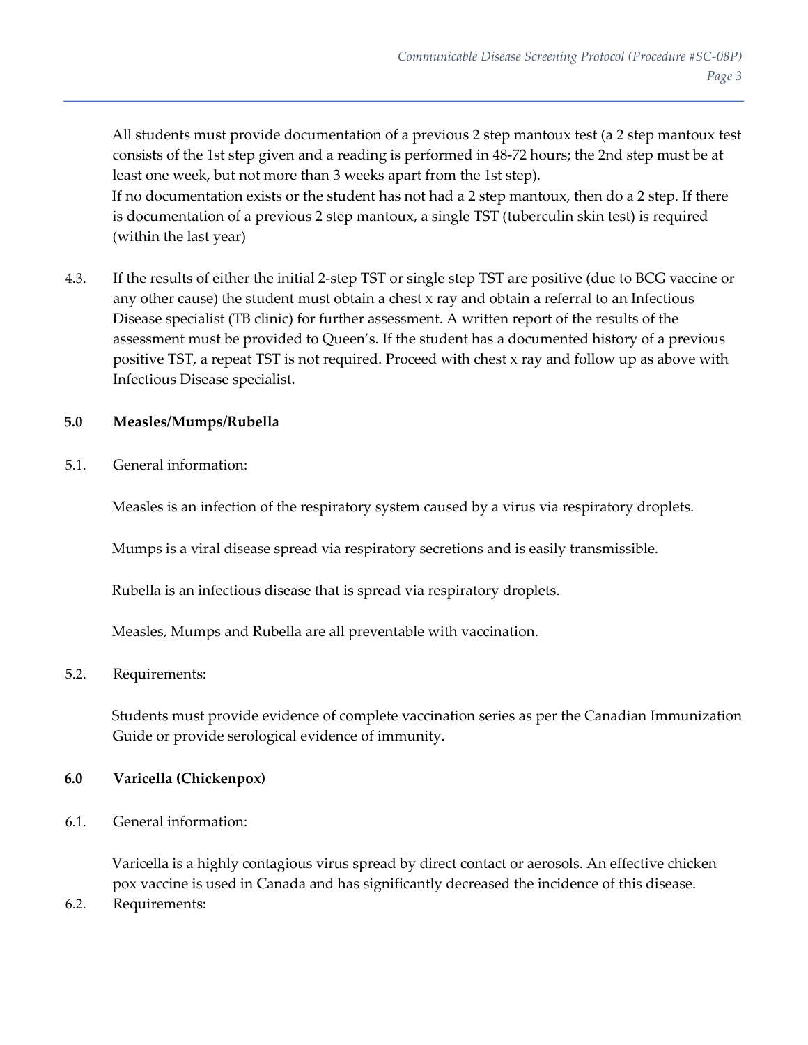All students must provide documentation of a previous 2 step mantoux test (a 2 step mantoux test consists of the 1st step given and a reading is performed in 48-72 hours; the 2nd step must be at least one week, but not more than 3 weeks apart from the 1st step).
If no documentation exists or the student has not had a 2 step mantoux, then do a 2 step. If there is documentation of a previous 2 step mantoux, a single TST (tuberculin skin test) is required (within the last year)

4.3. If the results of either the initial 2-step TST or single step TST are positive (due to BCG vaccine or any other cause) the student must obtain a chest x ray and obtain a referral to an Infectious Disease specialist (TB clinic) for further assessment. A written report of the results of the assessment must be provided to Queen's. If the student has a documented history of a previous positive TST, a repeat TST is not required. Proceed with chest x ray and follow up as above with Infectious Disease specialist.

## 5.0 Measles/Mumps/Rubella

5.1. General information:

Measles is an infection of the respiratory system caused by a virus via respiratory droplets.

Mumps is a viral disease spread via respiratory secretions and is easily transmissible.

Rubella is an infectious disease that is spread via respiratory droplets.

Measles, Mumps and Rubella are all preventable with vaccination.

5.2. Requirements:

Students must provide evidence of complete vaccination series as per the Canadian Immunization Guide or provide serological evidence of immunity.

## 6.0 Varicella (Chickenpox)

6.1. General information:

Varicella is a highly contagious virus spread by direct contact or aerosols. An effective chicken pox vaccine is used in Canada and has significantly decreased the incidence of this disease.

6.2. Requirements: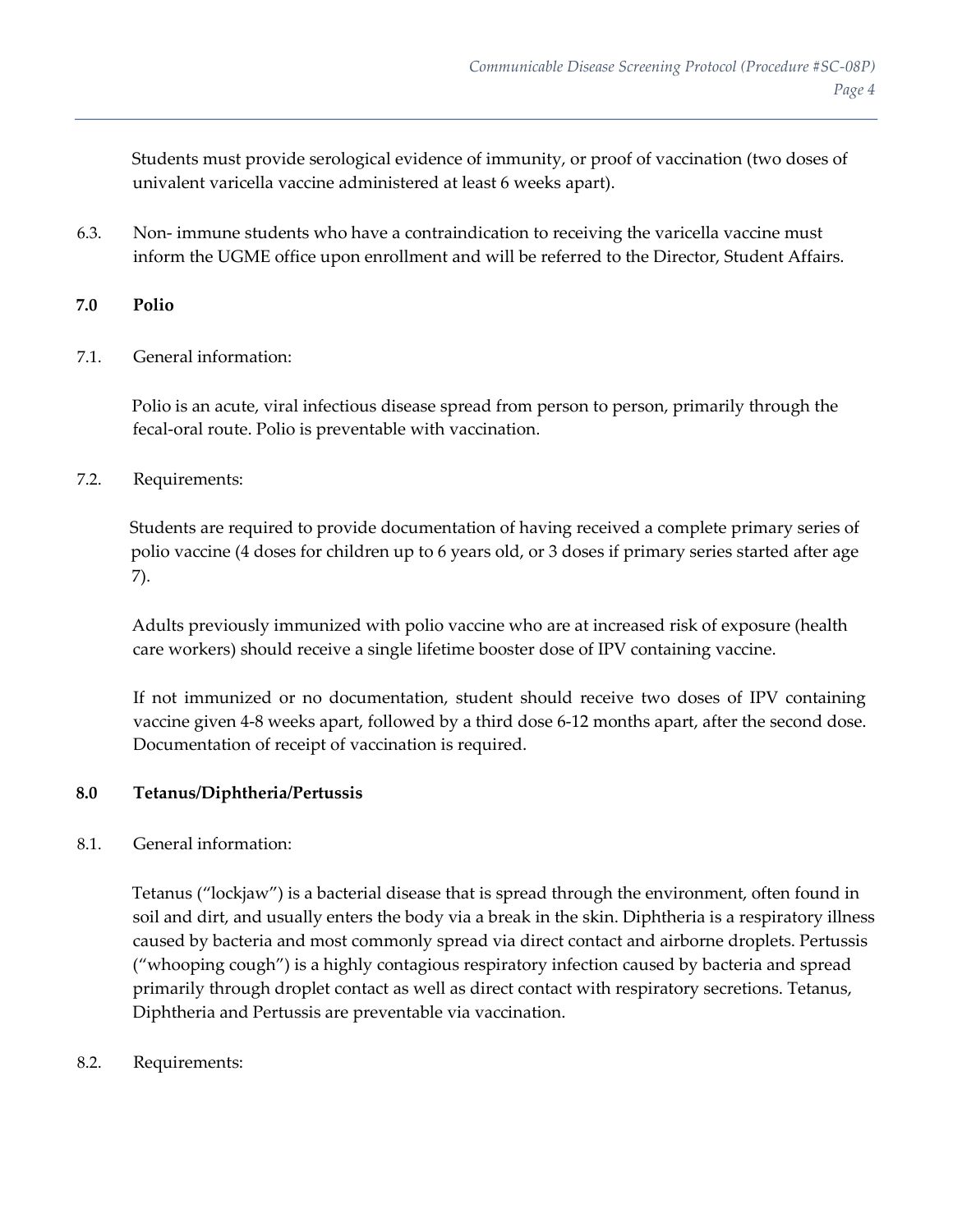Students must provide serological evidence of immunity, or proof of vaccination (two doses of univalent varicella vaccine administered at least 6 weeks apart).

6.3. Non- immune students who have a contraindication to receiving the varicella vaccine must inform the UGME office upon enrollment and will be referred to the Director, Student Affairs.

## 7.0 Polio

7.1. General information:

Polio is an acute, viral infectious disease spread from person to person, primarily through the fecal-oral route. Polio is preventable with vaccination.

7.2. Requirements:

Students are required to provide documentation of having received a complete primary series of polio vaccine (4 doses for children up to 6 years old, or 3 doses if primary series started after age 7).

Adults previously immunized with polio vaccine who are at increased risk of exposure (health care workers) should receive a single lifetime booster dose of IPV containing vaccine.

If not immunized or no documentation, student should receive two doses of IPV containing vaccine given 4-8 weeks apart, followed by a third dose 6-12 months apart, after the second dose. Documentation of receipt of vaccination is required.

## 8.0 Tetanus/Diphtheria/Pertussis

8.1. General information:

Tetanus ("lockjaw") is a bacterial disease that is spread through the environment, often found in soil and dirt, and usually enters the body via a break in the skin. Diphtheria is a respiratory illness caused by bacteria and most commonly spread via direct contact and airborne droplets. Pertussis ("whooping cough") is a highly contagious respiratory infection caused by bacteria and spread primarily through droplet contact as well as direct contact with respiratory secretions. Tetanus, Diphtheria and Pertussis are preventable via vaccination.

8.2. Requirements: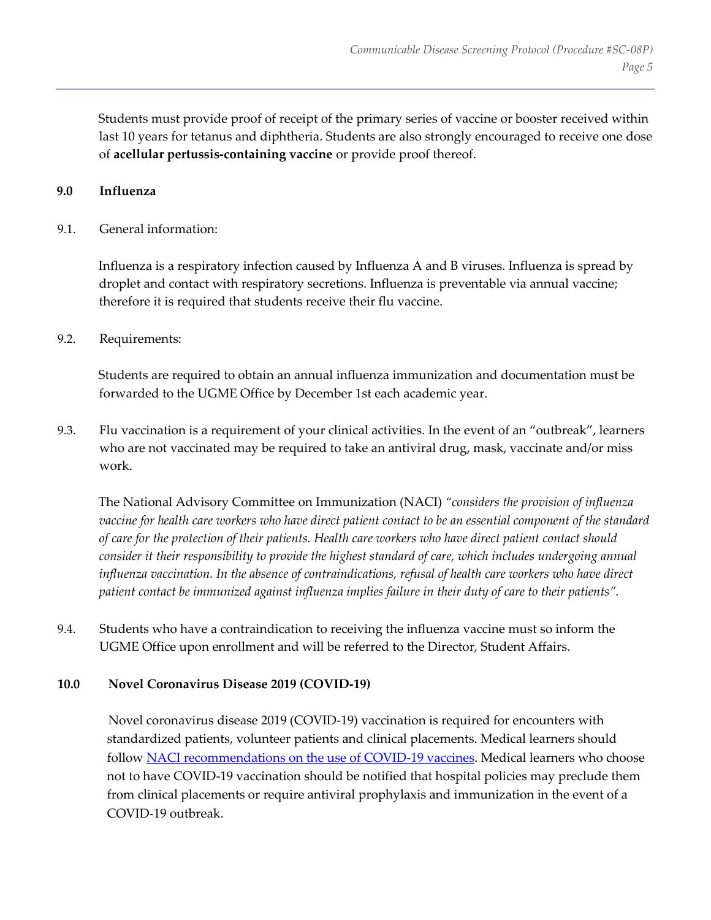Students must provide proof of receipt of the primary series of vaccine or booster received within last 10 years for tetanus and diphtheria. Students are also strongly encouraged to receive one dose of **acellular pertussis-containing vaccine** or provide proof thereof.

## 9.0 Influenza

9.1. General information:

Influenza is a respiratory infection caused by Influenza A and B viruses. Influenza is spread by droplet and contact with respiratory secretions. Influenza is preventable via annual vaccine; therefore it is required that students receive their flu vaccine.

9.2. Requirements:

Students are required to obtain an annual influenza immunization and documentation must be forwarded to the UGME Office by December 1st each academic year.

9.3. Flu vaccination is a requirement of your clinical activities. In the event of an "outbreak", learners who are not vaccinated may be required to take an antiviral drug, mask, vaccinate and/or miss work.

The National Advisory Committee on Immunization (NACI) *"considers the provision of influenza vaccine for health care workers who have direct patient contact to be an essential component of the standard of care for the protection of their patients. Health care workers who have direct patient contact should consider it their responsibility to provide the highest standard of care, which includes undergoing annual influenza vaccination. In the absence of contraindications, refusal of health care workers who have direct patient contact be immunized against influenza implies failure in their duty of care to their patients".*

9.4. Students who have a contraindication to receiving the influenza vaccine must so inform the UGME Office upon enrollment and will be referred to the Director, Student Affairs.

## 10.0 Novel Coronavirus Disease 2019 (COVID-19)

Novel coronavirus disease 2019 (COVID-19) vaccination is required for encounters with standardized patients, volunteer patients and clinical placements. Medical learners should follow NACI recommendations on the use of COVID-19 vaccines. Medical learners who choose not to have COVID-19 vaccination should be notified that hospital policies may preclude them from clinical placements or require antiviral prophylaxis and immunization in the event of a COVID-19 outbreak.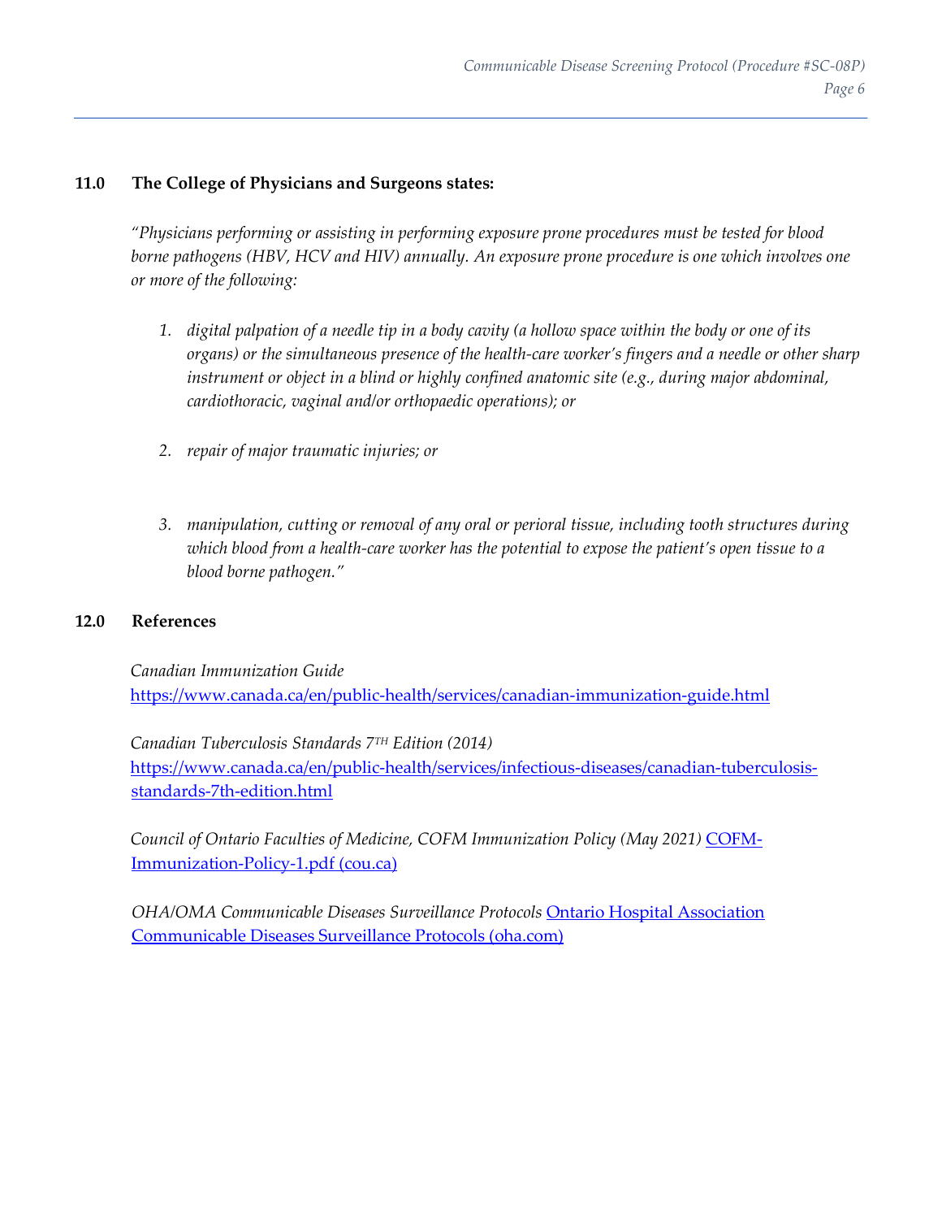## 11.0 The College of Physicians and Surgeons states:

*"Physicians performing or assisting in performing exposure prone procedures must be tested for blood borne pathogens (HBV, HCV and HIV) annually. An exposure prone procedure is one which involves one or more of the following:*

1. *digital palpation of a needle tip in a body cavity (a hollow space within the body or one of its organs) or the simultaneous presence of the health-care worker's fingers and a needle or other sharp instrument or object in a blind or highly confined anatomic site (e.g., during major abdominal, cardiothoracic, vaginal and/or orthopaedic operations); or*

2. *repair of major traumatic injuries; or*

3. *manipulation, cutting or removal of any oral or perioral tissue, including tooth structures during which blood from a health-care worker has the potential to expose the patient's open tissue to a blood borne pathogen."*

## 12.0 References

*Canadian Immunization Guide*
https://www.canada.ca/en/public-health/services/canadian-immunization-guide.html

*Canadian Tuberculosis Standards 7TH Edition (2014)*
https://www.canada.ca/en/public-health/services/infectious-diseases/canadian-tuberculosis-standards-7th-edition.html

*Council of Ontario Faculties of Medicine, COFM Immunization Policy (May 2021)* COFM-Immunization-Policy-1.pdf (cou.ca)

*OHA/OMA Communicable Diseases Surveillance Protocols* Ontario Hospital Association Communicable Diseases Surveillance Protocols (oha.com)